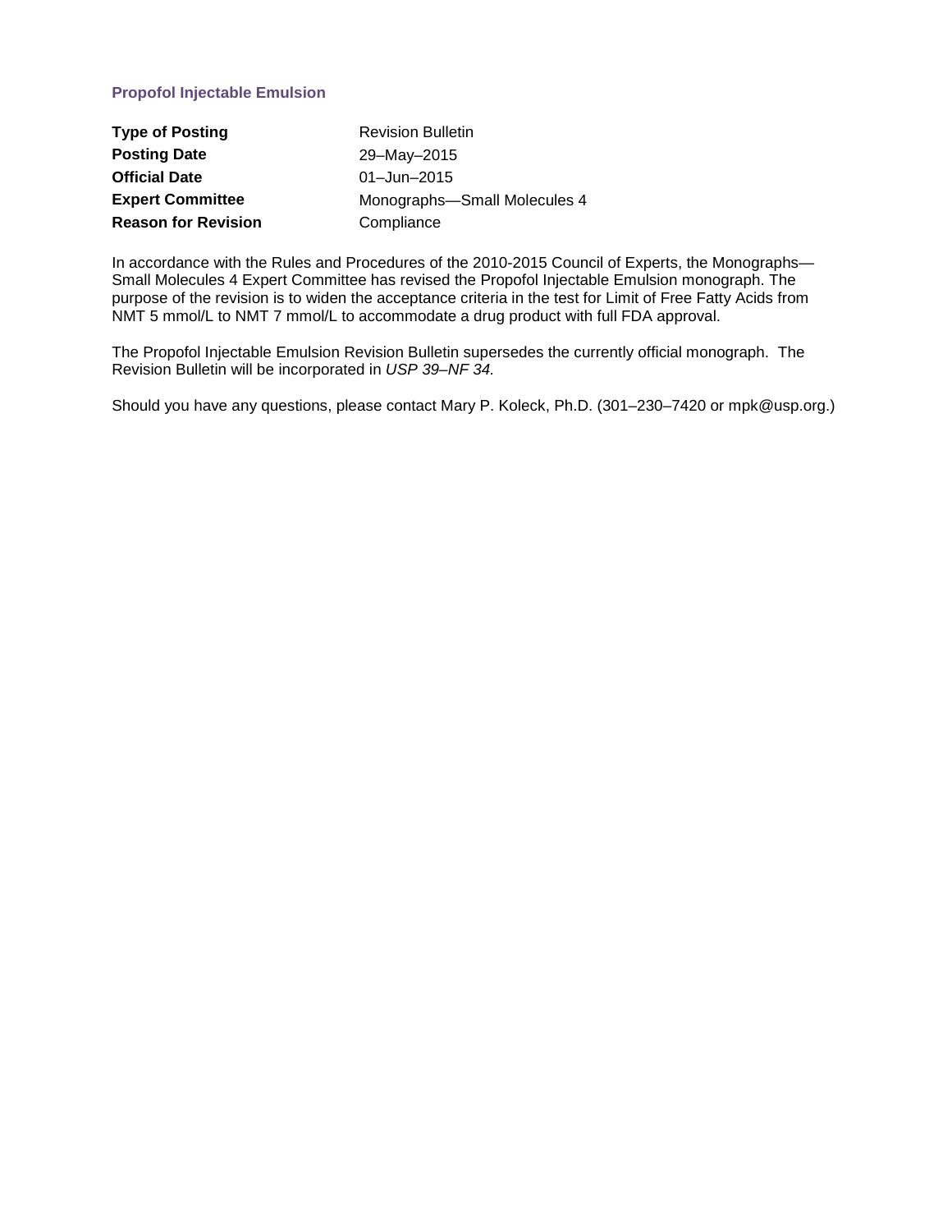# Propofol Injectable Emulsion

| | |
|---|---|
| **Type of Posting** | Revision Bulletin |
| **Posting Date** | 29–May–2015 |
| **Official Date** | 01–Jun–2015 |
| **Expert Committee** | Monographs—Small Molecules 4 |
| **Reason for Revision** | Compliance |

In accordance with the Rules and Procedures of the 2010-2015 Council of Experts, the Monographs—Small Molecules 4 Expert Committee has revised the Propofol Injectable Emulsion monograph. The purpose of the revision is to widen the acceptance criteria in the test for Limit of Free Fatty Acids from NMT 5 mmol/L to NMT 7 mmol/L to accommodate a drug product with full FDA approval.

The Propofol Injectable Emulsion Revision Bulletin supersedes the currently official monograph. The Revision Bulletin will be incorporated in *USP 39–NF 34.*

Should you have any questions, please contact Mary P. Koleck, Ph.D. (301–230–7420 or mpk@usp.org.)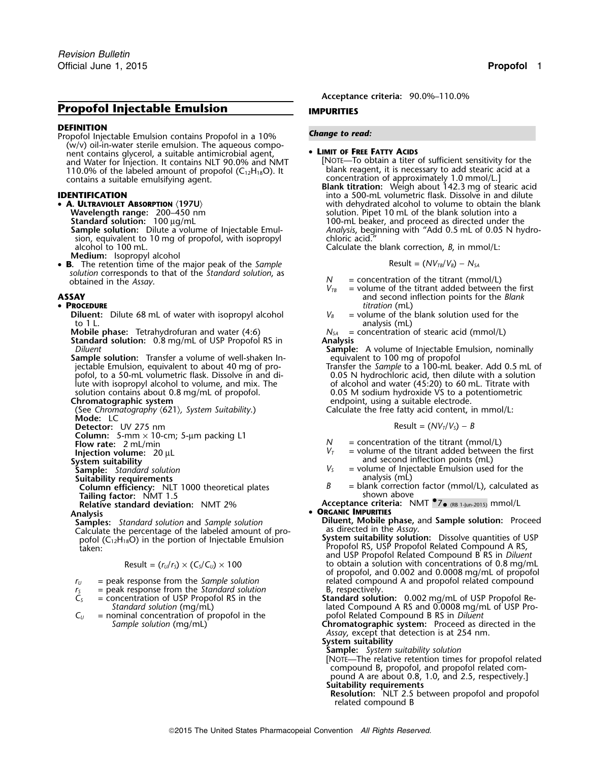# Propofol Injectable Emulsion

## DEFINITION

Propofol Injectable Emulsion contains Propofol in a 10% (w/v) oil-in-water sterile emulsion. The aqueous component contains glycerol, a suitable antimicrobial agent, and Water for Injection. It contains NLT 90.0% and NMT 110.0% of the labeled amount of propofol ($C_{12}H_{18}O$). It contains a suitable emulsifying agent.

## IDENTIFICATION

- **A. Ultraviolet Absorption ⟨197U⟩**

  **Wavelength range:** 200–450 nm

  **Standard solution:** 100 µg/mL

  **Sample solution:** Dilute a volume of Injectable Emulsion, equivalent to 10 mg of propofol, with isopropyl alcohol to 100 mL.

  **Medium:** Isopropyl alcohol

- **B.** The retention time of the major peak of the *Sample solution* corresponds to that of the *Standard solution*, as obtained in the *Assay*.

## ASSAY

- **Procedure**

  **Diluent:** Dilute 68 mL of water with isopropyl alcohol to 1 L.

  **Mobile phase:** Tetrahydrofuran and water (4:6)

  **Standard solution:** 0.8 mg/mL of USP Propofol RS in *Diluent*

  **Sample solution:** Transfer a volume of well-shaken Injectable Emulsion, equivalent to about 40 mg of propofol, to a 50-mL volumetric flask. Dissolve in and dilute with isopropyl alcohol to volume, and mix. The solution contains about 0.8 mg/mL of propofol.

  **Chromatographic system**

  (See *Chromatography* ⟨621⟩, *System Suitability.*)

  **Mode:** LC

  **Detector:** UV 275 nm

  **Column:** 5-mm × 10-cm; 5-µm packing L1

  **Flow rate:** 2 mL/min

  **Injection volume:** 20 µL

  **System suitability**

  **Sample:** *Standard solution*

  **Suitability requirements**

  **Column efficiency:** NLT 1000 theoretical plates

  **Tailing factor:** NMT 1.5

  **Relative standard deviation:** NMT 2%

  **Analysis**

  **Samples:** *Standard solution* and *Sample solution*

  Calculate the percentage of the labeled amount of propofol ($C_{12}H_{18}O$) in the portion of Injectable Emulsion taken:

  $$\text{Result} = (r_U/r_S) \times (C_S/C_U) \times 100$$

  $r_U$ = peak response from the *Sample solution*

  $r_S$ = peak response from the *Standard solution*

  $C_S$ = concentration of USP Propofol RS in the *Standard solution* (mg/mL)

  $C_U$ = nominal concentration of propofol in the *Sample solution* (mg/mL)

  **Acceptance criteria:** 90.0%–110.0%

## IMPURITIES

***Change to read:***

- **Limit of Free Fatty Acids**

  [Note—To obtain a titer of sufficient sensitivity for the blank reagent, it is necessary to add stearic acid at a concentration of approximately 1.0 mmol/L.]

  **Blank titration:** Weigh about 142.3 mg of stearic acid into a 500-mL volumetric flask. Dissolve in and dilute with dehydrated alcohol to volume to obtain the blank solution. Pipet 10 mL of the blank solution into a 100-mL beaker, and proceed as directed under the *Analysis*, beginning with "Add 0.5 mL of 0.05 N hydrochloric acid."

  Calculate the blank correction, *B*, in mmol/L:

  $$\text{Result} = (NV_{TB}/V_B) - N_{SA}$$

  $N$ = concentration of the titrant (mmol/L)

  $V_{TB}$ = volume of the titrant added between the first and second inflection points for the *Blank titration* (mL)

  $V_B$ = volume of the blank solution used for the analysis (mL)

  $N_{SA}$ = concentration of stearic acid (mmol/L)

  **Analysis**

  **Sample:** A volume of Injectable Emulsion, nominally equivalent to 100 mg of propofol

  Transfer the *Sample* to a 100-mL beaker. Add 0.5 mL of 0.05 N hydrochloric acid, then dilute with a solution of alcohol and water (45:20) to 60 mL. Titrate with 0.05 M sodium hydroxide VS to a potentiometric endpoint, using a suitable electrode.

  Calculate the free fatty acid content, in mmol/L:

  $$\text{Result} = (NV_T/V_S) - B$$

  $N$ = concentration of the titrant (mmol/L)

  $V_T$ = volume of the titrant added between the first and second inflection points (mL)

  $V_S$ = volume of Injectable Emulsion used for the analysis (mL)

  $B$ = blank correction factor (mmol/L), calculated as shown above

  **Acceptance criteria:** NMT •7• (RB 1-Jun-2015) mmol/L

- **Organic Impurities**

  **Diluent, Mobile phase,** and **Sample solution:** Proceed as directed in the *Assay*.

  **System suitability solution:** Dissolve quantities of USP Propofol RS, USP Propofol Related Compound A RS, and USP Propofol Related Compound B RS in *Diluent* to obtain a solution with concentrations of 0.8 mg/mL of propofol, and 0.002 and 0.0008 mg/mL of propofol related compound A and propofol related compound B, respectively.

  **Standard solution:** 0.002 mg/mL of USP Propofol Related Compound A RS and 0.0008 mg/mL of USP Propofol Related Compound B RS in *Diluent*

  **Chromatographic system:** Proceed as directed in the *Assay*, except that detection is at 254 nm.

  **System suitability**

  **Sample:** *System suitability solution*

  [Note—The relative retention times for propofol related compound B, propofol, and propofol related compound A are about 0.8, 1.0, and 2.5, respectively.]

  **Suitability requirements**

  **Resolution:** NLT 2.5 between propofol and propofol related compound B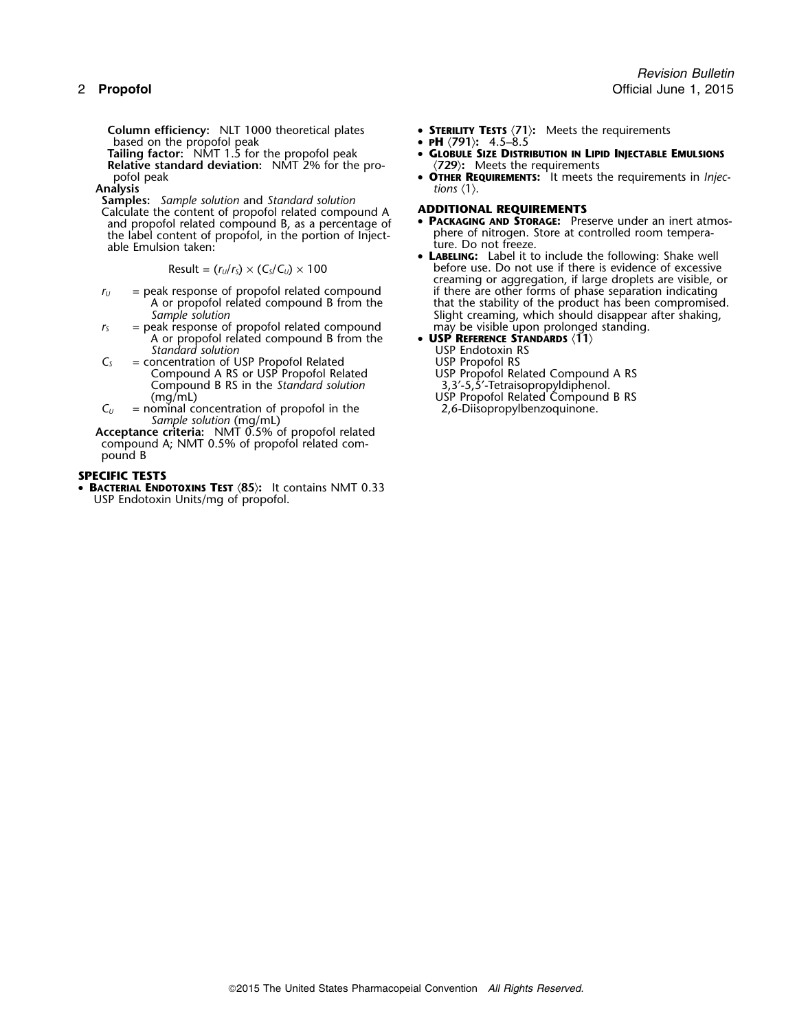**Column efficiency:** NLT 1000 theoretical plates based on the propofol peak

**Tailing factor:** NMT 1.5 for the propofol peak

**Relative standard deviation:** NMT 2% for the propofol peak

**Analysis**

**Samples:** *Sample solution* and *Standard solution*

Calculate the content of propofol related compound A and propofol related compound B, as a percentage of the label content of propofol, in the portion of Injectable Emulsion taken:

$$\text{Result} = (r_U/r_S) \times (C_S/C_U) \times 100$$

$r_U$ = peak response of propofol related compound A or propofol related compound B from the *Sample solution*

$r_S$ = peak response of propofol related compound A or propofol related compound B from the *Standard solution*

$C_S$ = concentration of USP Propofol Related Compound A RS or USP Propofol Related Compound B RS in the *Standard solution* (mg/mL)

$C_U$ = nominal concentration of propofol in the *Sample solution* (mg/mL)

**Acceptance criteria:** NMT 0.5% of propofol related compound A; NMT 0.5% of propofol related compound B

## SPECIFIC TESTS

- **Bacterial Endotoxins Test ⟨85⟩:** It contains NMT 0.33 USP Endotoxin Units/mg of propofol.
- **Sterility Tests ⟨71⟩:** Meets the requirements
- **pH ⟨791⟩:** 4.5–8.5
- **Globule Size Distribution in Lipid Injectable Emulsions ⟨729⟩:** Meets the requirements
- **Other Requirements:** It meets the requirements in *Injections* ⟨1⟩.

## ADDITIONAL REQUIREMENTS

- **Packaging and Storage:** Preserve under an inert atmosphere of nitrogen. Store at controlled room temperature. Do not freeze.
- **Labeling:** Label it to include the following: Shake well before use. Do not use if there is evidence of excessive creaming or aggregation, if large droplets are visible, or if there are other forms of phase separation indicating that the stability of the product has been compromised. Slight creaming, which should disappear after shaking, may be visible upon prolonged standing.
- **USP Reference Standards ⟨11⟩**

  USP Endotoxin RS

  USP Propofol RS

  USP Propofol Related Compound A RS

  3,3′-5,5′-Tetraisopropyldiphenol.

  USP Propofol Related Compound B RS

  2,6-Diisopropylbenzoquinone.